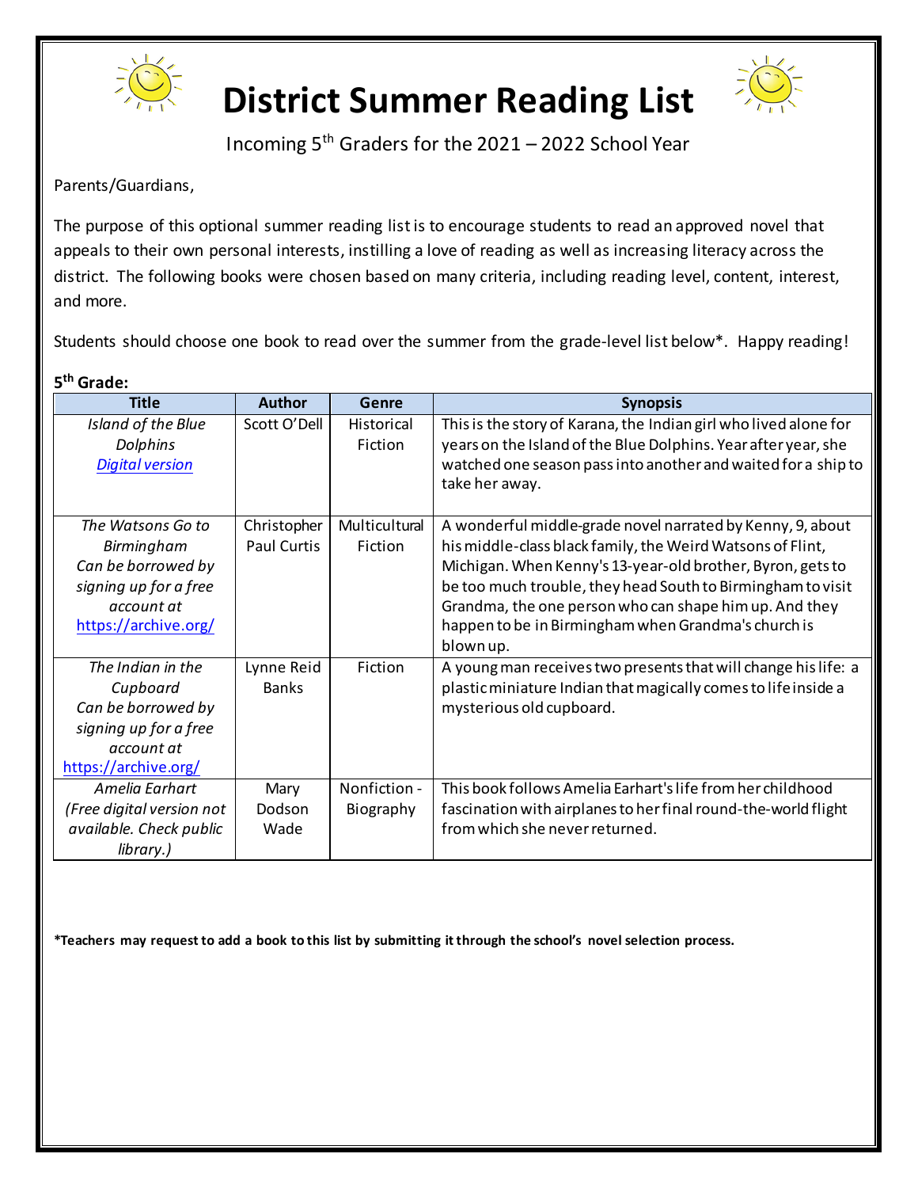# District Summer Reading List

Incoming 5th Graders for the 2021 – 2022 School Year

Parents/Guardians,

The purpose of this optional summer reading list is to encourage students to read an approved novel that appeals to their own personal interests, instilling a love of reading as well as increasing literacy across the district. The following books were chosen based on many criteria, including reading level, content, interest, and more.

Students should choose one book to read over the summer from the grade-level list below*. Happy reading!

**5th Grade:**

| Title | Author | Genre | Synopsis |
|---|---|---|---|
| *Island of the Blue Dolphins* *Digital version* | Scott O'Dell | Historical Fiction | This is the story of Karana, the Indian girl who lived alone for years on the Island of the Blue Dolphins. Year after year, she watched one season pass into another and waited for a ship to take her away. |
| *The Watsons Go to Birmingham* *Can be borrowed by signing up for a free account at* https://archive.org/ | Christopher Paul Curtis | Multicultural Fiction | A wonderful middle-grade novel narrated by Kenny, 9, about his middle-class black family, the Weird Watsons of Flint, Michigan. When Kenny's 13-year-old brother, Byron, gets to be too much trouble, they head South to Birmingham to visit Grandma, the one person who can shape him up. And they happen to be in Birmingham when Grandma's church is blown up. |
| *The Indian in the Cupboard* *Can be borrowed by signing up for a free account at* https://archive.org/ | Lynne Reid Banks | Fiction | A young man receives two presents that will change his life: a plastic miniature Indian that magically comes to life inside a mysterious old cupboard. |
| *Amelia Earhart* *(Free digital version not available. Check public library.)* | Mary Dodson Wade | Nonfiction - Biography | This book follows Amelia Earhart's life from her childhood fascination with airplanes to her final round-the-world flight from which she never returned. |

***Teachers may request to add a book to this list by submitting it through the school's novel selection process.**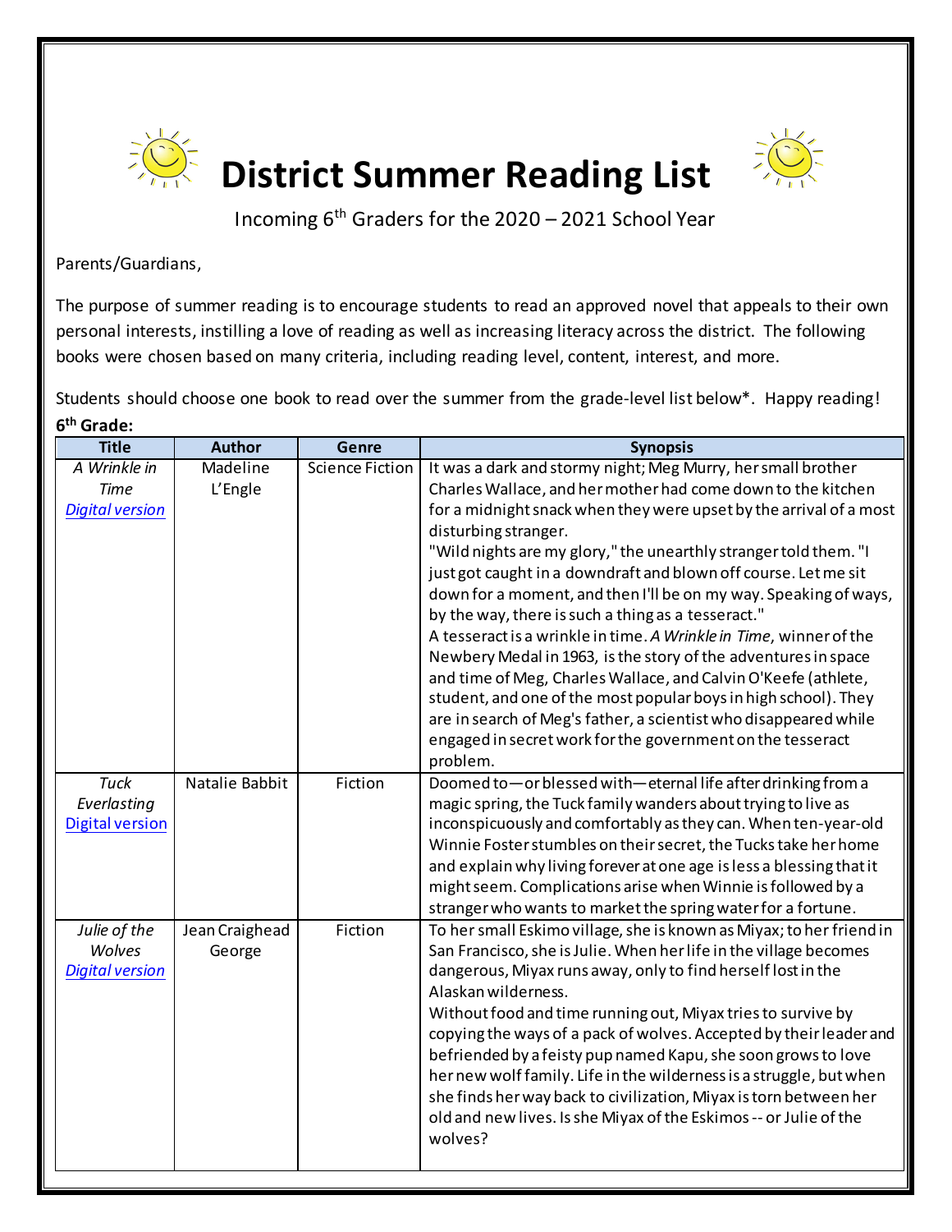# District Summer Reading List

Incoming 6th Graders for the 2020 – 2021 School Year

Parents/Guardians,

The purpose of summer reading is to encourage students to read an approved novel that appeals to their own personal interests, instilling a love of reading as well as increasing literacy across the district. The following books were chosen based on many criteria, including reading level, content, interest, and more.

Students should choose one book to read over the summer from the grade-level list below*. Happy reading!

**6th Grade:**

| Title | Author | Genre | Synopsis |
|---|---|---|---|
| *A Wrinkle in Time* *Digital version* | Madeline L'Engle | Science Fiction | It was a dark and stormy night; Meg Murry, her small brother Charles Wallace, and her mother had come down to the kitchen for a midnight snack when they were upset by the arrival of a most disturbing stranger. "Wild nights are my glory," the unearthly stranger told them. "I just got caught in a downdraft and blown off course. Let me sit down for a moment, and then I'll be on my way. Speaking of ways, by the way, there is such a thing as a tesseract." A tesseract is a wrinkle in time. *A Wrinkle in Time*, winner of the Newbery Medal in 1963, is the story of the adventures in space and time of Meg, Charles Wallace, and Calvin O'Keefe (athlete, student, and one of the most popular boys in high school). They are in search of Meg's father, a scientist who disappeared while engaged in secret work for the government on the tesseract problem. |
| *Tuck Everlasting* Digital version | Natalie Babbit | Fiction | Doomed to—or blessed with—eternal life after drinking from a magic spring, the Tuck family wanders about trying to live as inconspicuously and comfortably as they can. When ten-year-old Winnie Foster stumbles on their secret, the Tucks take her home and explain why living forever at one age is less a blessing that it might seem. Complications arise when Winnie is followed by a stranger who wants to market the spring water for a fortune. |
| *Julie of the Wolves* *Digital version* | Jean Craighead George | Fiction | To her small Eskimo village, she is known as Miyax; to her friend in San Francisco, she is Julie. When her life in the village becomes dangerous, Miyax runs away, only to find herself lost in the Alaskan wilderness. Without food and time running out, Miyax tries to survive by copying the ways of a pack of wolves. Accepted by their leader and befriended by a feisty pup named Kapu, she soon grows to love her new wolf family. Life in the wilderness is a struggle, but when she finds her way back to civilization, Miyax is torn between her old and new lives. Is she Miyax of the Eskimos -- or Julie of the wolves? |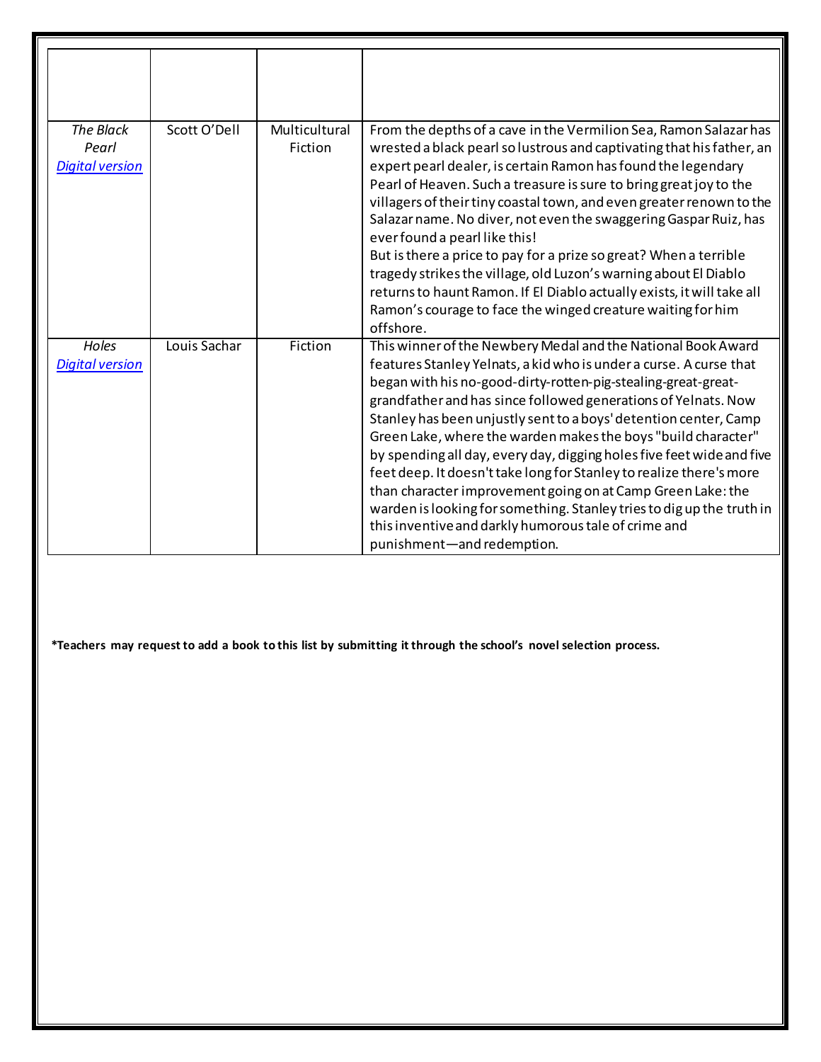| | | | |
|---|---|---|---|
| *The Black Pearl* <br> *Digital version* | Scott O'Dell | Multicultural Fiction | From the depths of a cave in the Vermilion Sea, Ramon Salazar has wrested a black pearl so lustrous and captivating that his father, an expert pearl dealer, is certain Ramon has found the legendary Pearl of Heaven. Such a treasure is sure to bring great joy to the villagers of their tiny coastal town, and even greater renown to the Salazar name. No diver, not even the swaggering Gaspar Ruiz, has ever found a pearl like this! <br> But is there a price to pay for a prize so great? When a terrible tragedy strikes the village, old Luzon's warning about El Diablo returns to haunt Ramon. If El Diablo actually exists, it will take all Ramon's courage to face the winged creature waiting for him offshore. |
| *Holes* <br> *Digital version* | Louis Sachar | Fiction | This winner of the Newbery Medal and the National Book Award features Stanley Yelnats, a kid who is under a curse. A curse that began with his no-good-dirty-rotten-pig-stealing-great-great-grandfather and has since followed generations of Yelnats. Now Stanley has been unjustly sent to a boys' detention center, Camp Green Lake, where the warden makes the boys "build character" by spending all day, every day, digging holes five feet wide and five feet deep. It doesn't take long for Stanley to realize there's more than character improvement going on at Camp Green Lake: the warden is looking for something. Stanley tries to dig up the truth in this inventive and darkly humorous tale of crime and punishment—and redemption. |

**\*Teachers may request to add a book to this list by submitting it through the school's novel selection process.**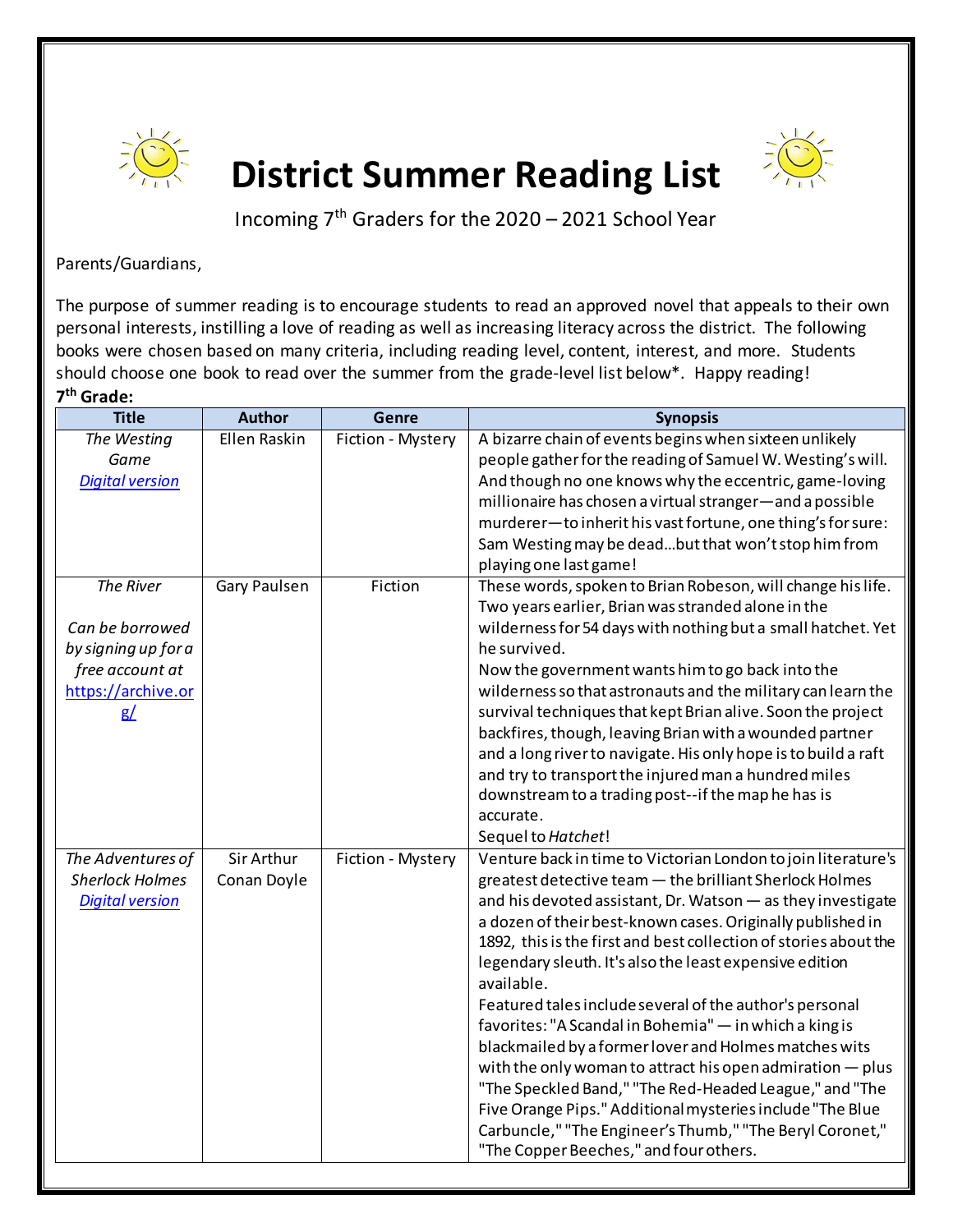# District Summer Reading List

Incoming 7th Graders for the 2020 – 2021 School Year

Parents/Guardians,

The purpose of summer reading is to encourage students to read an approved novel that appeals to their own personal interests, instilling a love of reading as well as increasing literacy across the district. The following books were chosen based on many criteria, including reading level, content, interest, and more. Students should choose one book to read over the summer from the grade-level list below*. Happy reading!

**7th Grade:**

| Title | Author | Genre | Synopsis |
|---|---|---|---|
| *The Westing Game* <br> *Digital version* | Ellen Raskin | Fiction - Mystery | A bizarre chain of events begins when sixteen unlikely people gather for the reading of Samuel W. Westing's will. And though no one knows why the eccentric, game-loving millionaire has chosen a virtual stranger—and a possible murderer—to inherit his vast fortune, one thing's for sure: Sam Westing may be dead…but that won't stop him from playing one last game! |
| *The River* <br><br> *Can be borrowed by signing up for a free account at* https://archive.org/ | Gary Paulsen | Fiction | These words, spoken to Brian Robeson, will change his life. Two years earlier, Brian was stranded alone in the wilderness for 54 days with nothing but a small hatchet. Yet he survived. <br> Now the government wants him to go back into the wilderness so that astronauts and the military can learn the survival techniques that kept Brian alive. Soon the project backfires, though, leaving Brian with a wounded partner and a long river to navigate. His only hope is to build a raft and try to transport the injured man a hundred miles downstream to a trading post--if the map he has is accurate. <br> Sequel to *Hatchet*! |
| *The Adventures of Sherlock Holmes* <br> *Digital version* | Sir Arthur Conan Doyle | Fiction - Mystery | Venture back in time to Victorian London to join literature's greatest detective team — the brilliant Sherlock Holmes and his devoted assistant, Dr. Watson — as they investigate a dozen of their best-known cases. Originally published in 1892, this is the first and best collection of stories about the legendary sleuth. It's also the least expensive edition available. <br> Featured tales include several of the author's personal favorites: "A Scandal in Bohemia" — in which a king is blackmailed by a former lover and Holmes matches wits with the only woman to attract his open admiration — plus "The Speckled Band," "The Red-Headed League," and "The Five Orange Pips." Additional mysteries include "The Blue Carbuncle," "The Engineer's Thumb," "The Beryl Coronet," "The Copper Beeches," and four others. |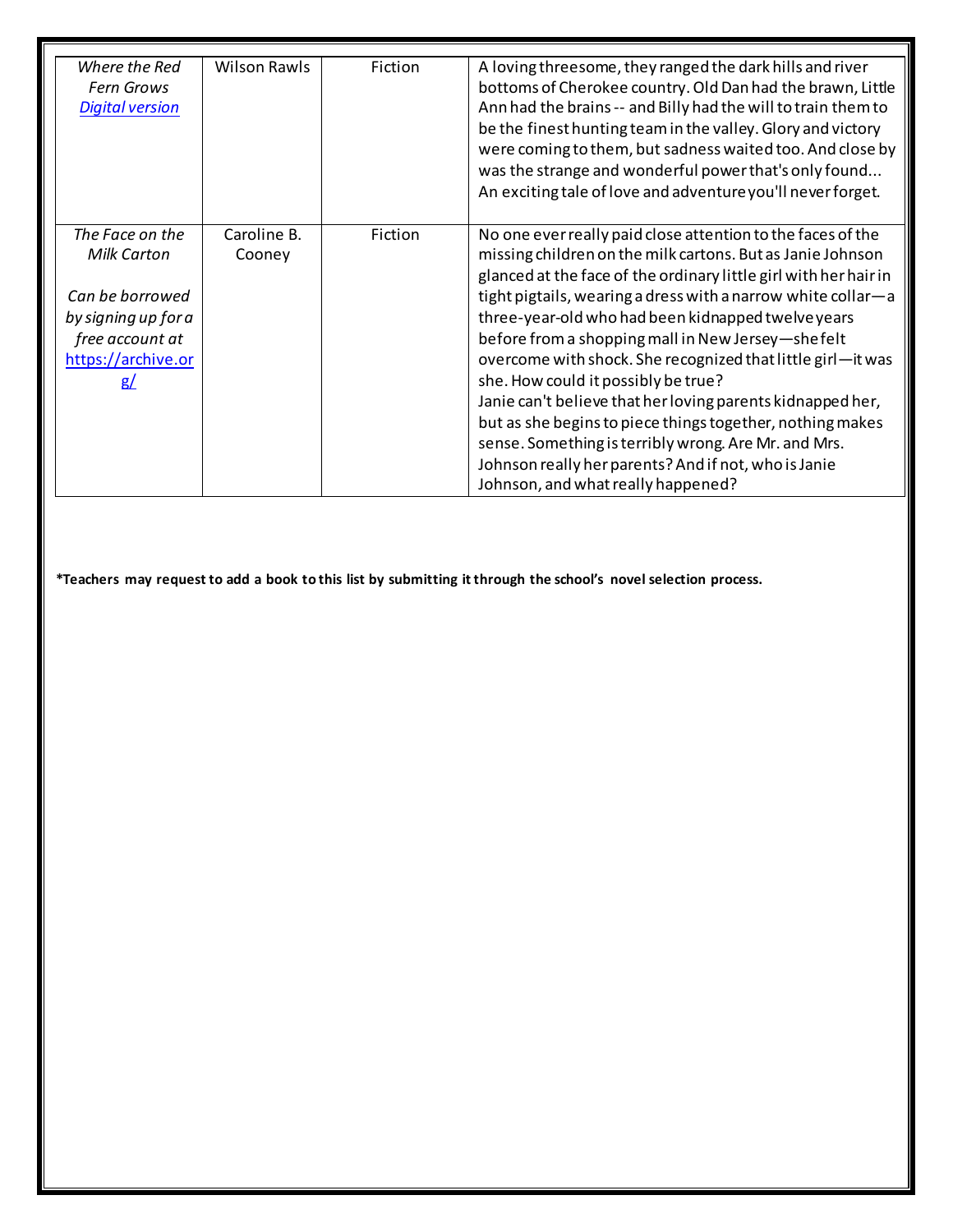| | | | |
|---|---|---|---|
| *Where the Red Fern Grows* [*Digital version*] | Wilson Rawls | Fiction | A loving threesome, they ranged the dark hills and river bottoms of Cherokee country. Old Dan had the brawn, Little Ann had the brains -- and Billy had the will to train them to be the finest hunting team in the valley. Glory and victory were coming to them, but sadness waited too. And close by was the strange and wonderful power that's only found... An exciting tale of love and adventure you'll never forget. |
| *The Face on the Milk Carton*<br><br>*Can be borrowed by signing up for a free account at* https://archive.org/ | Caroline B. Cooney | Fiction | No one ever really paid close attention to the faces of the missing children on the milk cartons. But as Janie Johnson glanced at the face of the ordinary little girl with her hair in tight pigtails, wearing a dress with a narrow white collar—a three-year-old who had been kidnapped twelve years before from a shopping mall in New Jersey—she felt overcome with shock. She recognized that little girl—it was she. How could it possibly be true?<br>Janie can't believe that her loving parents kidnapped her, but as she begins to piece things together, nothing makes sense. Something is terribly wrong. Are Mr. and Mrs. Johnson really her parents? And if not, who is Janie Johnson, and what really happened? |

**\*Teachers may request to add a book to this list by submitting it through the school's novel selection process.**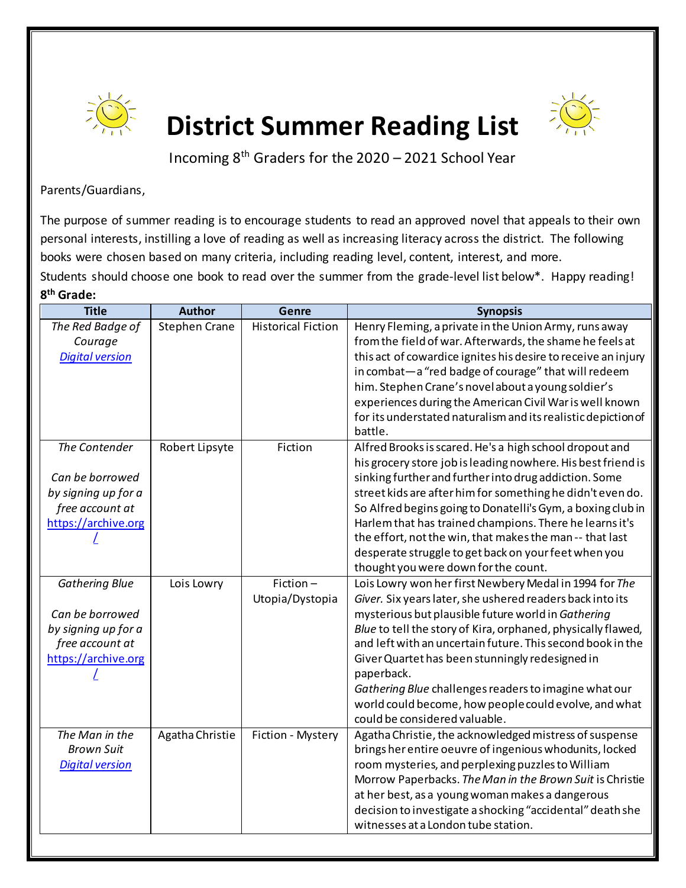# District Summer Reading List

Incoming 8th Graders for the 2020 – 2021 School Year

Parents/Guardians,

The purpose of summer reading is to encourage students to read an approved novel that appeals to their own personal interests, instilling a love of reading as well as increasing literacy across the district. The following books were chosen based on many criteria, including reading level, content, interest, and more.

Students should choose one book to read over the summer from the grade-level list below*. Happy reading!

**8th Grade:**

| Title | Author | Genre | Synopsis |
|---|---|---|---|
| *The Red Badge of Courage* [*Digital version*] | Stephen Crane | Historical Fiction | Henry Fleming, a private in the Union Army, runs away from the field of war. Afterwards, the shame he feels at this act of cowardice ignites his desire to receive an injury in combat—a "red badge of courage" that will redeem him. Stephen Crane's novel about a young soldier's experiences during the American Civil War is well known for its understated naturalism and its realistic depiction of battle. |
| *The Contender* <br><br> *Can be borrowed by signing up for a free account at* https://archive.org/ | Robert Lipsyte | Fiction | Alfred Brooks is scared. He's a high school dropout and his grocery store job is leading nowhere. His best friend is sinking further and further into drug addiction. Some street kids are after him for something he didn't even do. So Alfred begins going to Donatelli's Gym, a boxing club in Harlem that has trained champions. There he learns it's the effort, not the win, that makes the man -- that last desperate struggle to get back on your feet when you thought you were down for the count. |
| *Gathering Blue* <br><br> *Can be borrowed by signing up for a free account at* https://archive.org/ | Lois Lowry | Fiction – Utopia/Dystopia | Lois Lowry won her first Newbery Medal in 1994 for *The Giver.* Six years later, she ushered readers back into its mysterious but plausible future world in *Gathering Blue* to tell the story of Kira, orphaned, physically flawed, and left with an uncertain future. This second book in the Giver Quartet has been stunningly redesigned in paperback. <br> *Gathering Blue* challenges readers to imagine what our world could become, how people could evolve, and what could be considered valuable. |
| *The Man in the Brown Suit* [*Digital version*] | Agatha Christie | Fiction - Mystery | Agatha Christie, the acknowledged mistress of suspense brings her entire oeuvre of ingenious whodunits, locked room mysteries, and perplexing puzzles to William Morrow Paperbacks. *The Man in the Brown Suit* is Christie at her best, as a young woman makes a dangerous decision to investigate a shocking "accidental" death she witnesses at a London tube station. |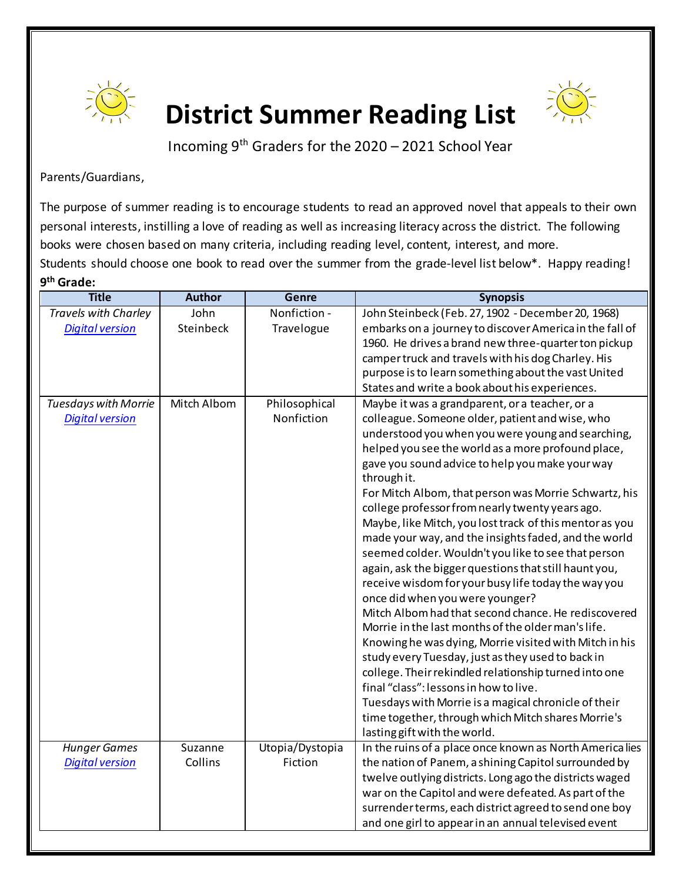# District Summer Reading List

Incoming 9th Graders for the 2020 – 2021 School Year

Parents/Guardians,

The purpose of summer reading is to encourage students to read an approved novel that appeals to their own personal interests, instilling a love of reading as well as increasing literacy across the district. The following books were chosen based on many criteria, including reading level, content, interest, and more. Students should choose one book to read over the summer from the grade-level list below*. Happy reading!

**9th Grade:**

| Title | Author | Genre | Synopsis |
|---|---|---|---|
| *Travels with Charley* <br> *Digital version* | John Steinbeck | Nonfiction - Travelogue | John Steinbeck (Feb. 27, 1902 - December 20, 1968) embarks on a journey to discover America in the fall of 1960. He drives a brand new three-quarter ton pickup camper truck and travels with his dog Charley. His purpose is to learn something about the vast United States and write a book about his experiences. |
| *Tuesdays with Morrie* <br> *Digital version* | Mitch Albom | Philosophical Nonfiction | Maybe it was a grandparent, or a teacher, or a colleague. Someone older, patient and wise, who understood you when you were young and searching, helped you see the world as a more profound place, gave you sound advice to help you make your way through it. <br> For Mitch Albom, that person was Morrie Schwartz, his college professor from nearly twenty years ago. Maybe, like Mitch, you lost track of this mentor as you made your way, and the insights faded, and the world seemed colder. Wouldn't you like to see that person again, ask the bigger questions that still haunt you, receive wisdom for your busy life today the way you once did when you were younger? <br> Mitch Albom had that second chance. He rediscovered Morrie in the last months of the older man's life. Knowing he was dying, Morrie visited with Mitch in his study every Tuesday, just as they used to back in college. Their rekindled relationship turned into one final "class": lessons in how to live. <br> Tuesdays with Morrie is a magical chronicle of their time together, through which Mitch shares Morrie's lasting gift with the world. |
| *Hunger Games* <br> *Digital version* | Suzanne Collins | Utopia/Dystopia Fiction | In the ruins of a place once known as North America lies the nation of Panem, a shining Capitol surrounded by twelve outlying districts. Long ago the districts waged war on the Capitol and were defeated. As part of the surrender terms, each district agreed to send one boy and one girl to appear in an annual televised event |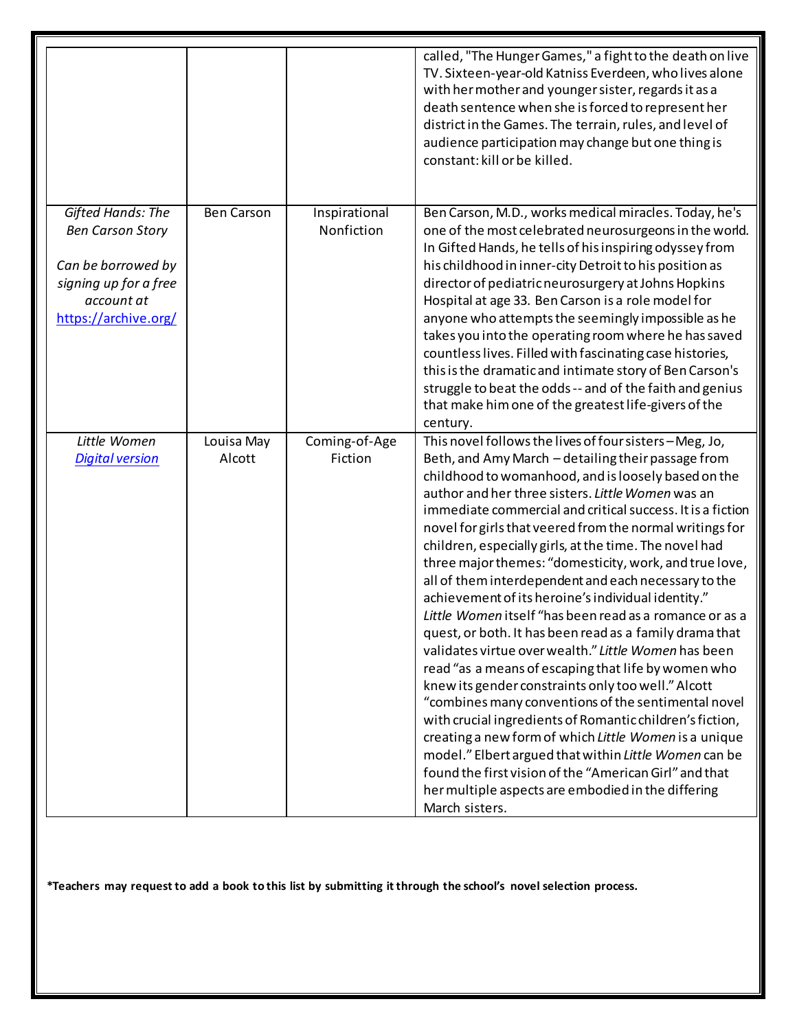| | | | |
|---|---|---|---|
| | | | called, "The Hunger Games," a fight to the death on live TV. Sixteen-year-old Katniss Everdeen, who lives alone with her mother and younger sister, regards it as a death sentence when she is forced to represent her district in the Games. The terrain, rules, and level of audience participation may change but one thing is constant: kill or be killed. |
| *Gifted Hands: The Ben Carson Story*<br><br>*Can be borrowed by signing up for a free account at* *https://archive.org/* | Ben Carson | Inspirational Nonfiction | Ben Carson, M.D., works medical miracles. Today, he's one of the most celebrated neurosurgeons in the world. In Gifted Hands, he tells of his inspiring odyssey from his childhood in inner-city Detroit to his position as director of pediatric neurosurgery at Johns Hopkins Hospital at age 33. Ben Carson is a role model for anyone who attempts the seemingly impossible as he takes you into the operating room where he has saved countless lives. Filled with fascinating case histories, this is the dramatic and intimate story of Ben Carson's struggle to beat the odds -- and of the faith and genius that make him one of the greatest life-givers of the century. |
| *Little Women*<br>***Digital version*** | Louisa May Alcott | Coming-of-Age Fiction | This novel follows the lives of four sisters – Meg, Jo, Beth, and Amy March – detailing their passage from childhood to womanhood, and is loosely based on the author and her three sisters. *Little Women* was an immediate commercial and critical success. It is a fiction novel for girls that veered from the normal writings for children, especially girls, at the time. The novel had three major themes: "domesticity, work, and true love, all of them interdependent and each necessary to the achievement of its heroine's individual identity." *Little Women* itself "has been read as a romance or as a quest, or both. It has been read as a family drama that validates virtue over wealth." *Little Women* has been read "as a means of escaping that life by women who knew its gender constraints only too well." Alcott "combines many conventions of the sentimental novel with crucial ingredients of Romantic children's fiction, creating a new form of which *Little Women* is a unique model." Elbert argued that within *Little Women* can be found the first vision of the "American Girl" and that her multiple aspects are embodied in the differing March sisters. |

**\*Teachers may request to add a book to this list by submitting it through the school's novel selection process.**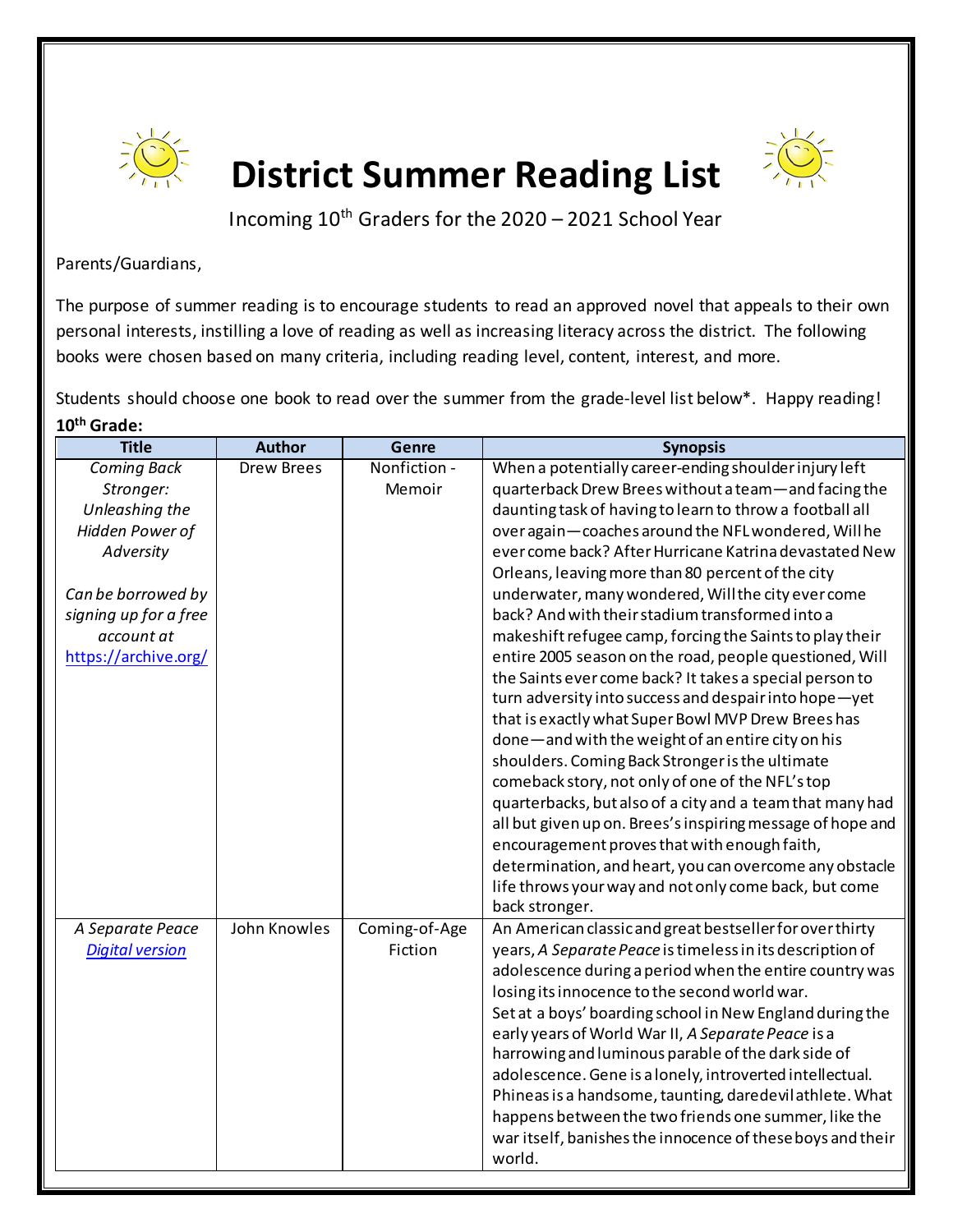# District Summer Reading List

Incoming 10th Graders for the 2020 – 2021 School Year

Parents/Guardians,

The purpose of summer reading is to encourage students to read an approved novel that appeals to their own personal interests, instilling a love of reading as well as increasing literacy across the district. The following books were chosen based on many criteria, including reading level, content, interest, and more.

Students should choose one book to read over the summer from the grade-level list below*. Happy reading!

**10th Grade:**

| Title | Author | Genre | Synopsis |
|---|---|---|---|
| *Coming Back Stronger: Unleashing the Hidden Power of Adversity*<br><br>*Can be borrowed by signing up for a free account at* [https://archive.org/](https://archive.org/) | Drew Brees | Nonfiction - Memoir | When a potentially career-ending shoulder injury left quarterback Drew Brees without a team—and facing the daunting task of having to learn to throw a football all over again—coaches around the NFL wondered, Will he ever come back? After Hurricane Katrina devastated New Orleans, leaving more than 80 percent of the city underwater, many wondered, Will the city ever come back? And with their stadium transformed into a makeshift refugee camp, forcing the Saints to play their entire 2005 season on the road, people questioned, Will the Saints ever come back? It takes a special person to turn adversity into success and despair into hope—yet that is exactly what Super Bowl MVP Drew Brees has done—and with the weight of an entire city on his shoulders. Coming Back Stronger is the ultimate comeback story, not only of one of the NFL's top quarterbacks, but also of a city and a team that many had all but given up on. Brees's inspiring message of hope and encouragement proves that with enough faith, determination, and heart, you can overcome any obstacle life throws your way and not only come back, but come back stronger. |
| *A Separate Peace*<br>*Digital version* | John Knowles | Coming-of-Age Fiction | An American classic and great bestseller for over thirty years, *A Separate Peace* is timeless in its description of adolescence during a period when the entire country was losing its innocence to the second world war.<br>Set at a boys' boarding school in New England during the early years of World War II, *A Separate Peace* is a harrowing and luminous parable of the dark side of adolescence. Gene is a lonely, introverted intellectual. Phineas is a handsome, taunting, daredevil athlete. What happens between the two friends one summer, like the war itself, banishes the innocence of these boys and their world. |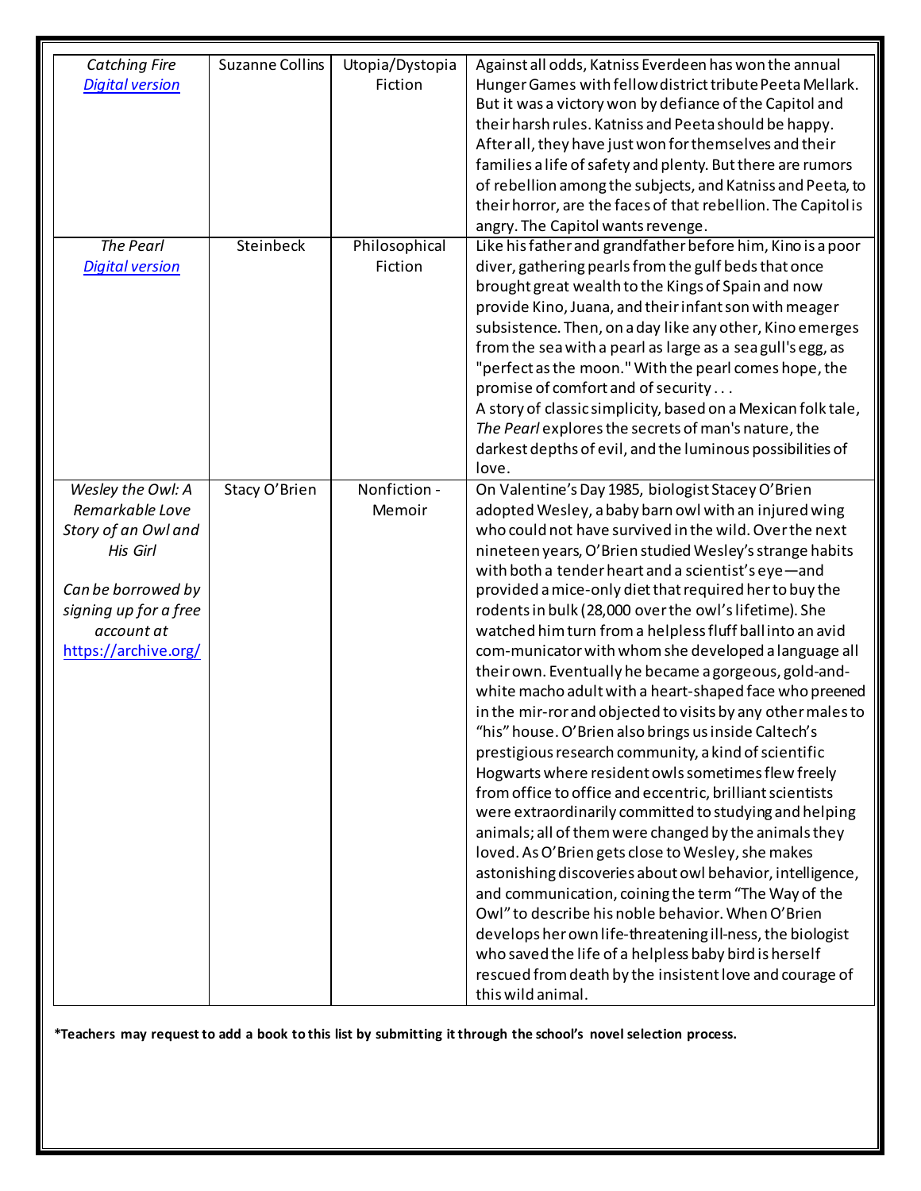| | | | |
|---|---|---|---|
| *Catching Fire* [*Digital version*] | Suzanne Collins | Utopia/Dystopia Fiction | Against all odds, Katniss Everdeen has won the annual Hunger Games with fellow district tribute Peeta Mellark. But it was a victory won by defiance of the Capitol and their harsh rules. Katniss and Peeta should be happy. After all, they have just won for themselves and their families a life of safety and plenty. But there are rumors of rebellion among the subjects, and Katniss and Peeta, to their horror, are the faces of that rebellion. The Capitol is angry. The Capitol wants revenge. |
| *The Pearl* [*Digital version*] | Steinbeck | Philosophical Fiction | Like his father and grandfather before him, Kino is a poor diver, gathering pearls from the gulf beds that once brought great wealth to the Kings of Spain and now provide Kino, Juana, and their infant son with meager subsistence. Then, on a day like any other, Kino emerges from the sea with a pearl as large as a sea gull's egg, as "perfect as the moon." With the pearl comes hope, the promise of comfort and of security . . . A story of classic simplicity, based on a Mexican folk tale, *The Pearl* explores the secrets of man's nature, the darkest depths of evil, and the luminous possibilities of love. |
| *Wesley the Owl: A Remarkable Love Story of an Owl and His Girl* *Can be borrowed by signing up for a free account at* https://archive.org/ | Stacy O'Brien | Nonfiction - Memoir | On Valentine's Day 1985, biologist Stacey O'Brien adopted Wesley, a baby barn owl with an injured wing who could not have survived in the wild. Over the next nineteen years, O'Brien studied Wesley's strange habits with both a tender heart and a scientist's eye—and provided a mice-only diet that required her to buy the rodents in bulk (28,000 over the owl's lifetime). She watched him turn from a helpless fluff ball into an avid com-municator with whom she developed a language all their own. Eventually he became a gorgeous, gold-and-white macho adult with a heart-shaped face who preened in the mir-ror and objected to visits by any other males to "his" house. O'Brien also brings us inside Caltech's prestigious research community, a kind of scientific Hogwarts where resident owls sometimes flew freely from office to office and eccentric, brilliant scientists were extraordinarily committed to studying and helping animals; all of them were changed by the animals they loved. As O'Brien gets close to Wesley, she makes astonishing discoveries about owl behavior, intelligence, and communication, coining the term "The Way of the Owl" to describe his noble behavior. When O'Brien develops her own life-threatening ill-ness, the biologist who saved the life of a helpless baby bird is herself rescued from death by the insistent love and courage of this wild animal. |

**\*Teachers may request to add a book to this list by submitting it through the school's novel selection process.**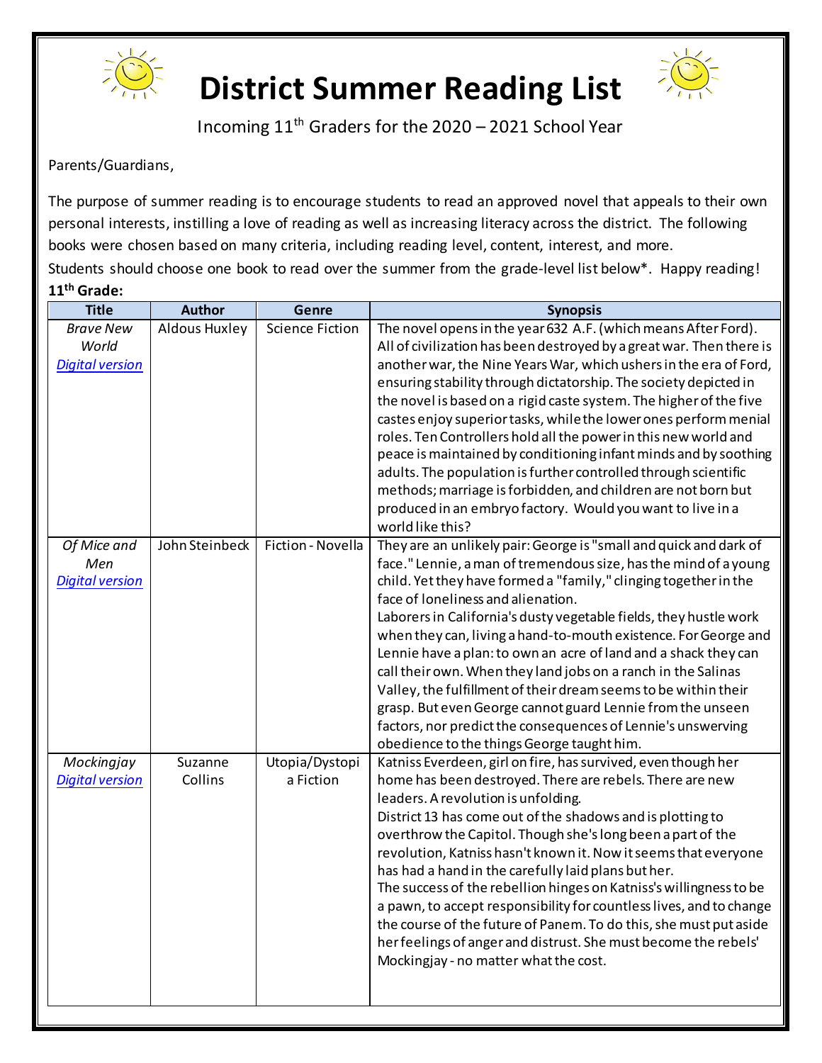# District Summer Reading List

Incoming 11th Graders for the 2020 – 2021 School Year

Parents/Guardians,

The purpose of summer reading is to encourage students to read an approved novel that appeals to their own personal interests, instilling a love of reading as well as increasing literacy across the district. The following books were chosen based on many criteria, including reading level, content, interest, and more.

Students should choose one book to read over the summer from the grade-level list below*. Happy reading!

**11th Grade:**

| Title | Author | Genre | Synopsis |
|---|---|---|---|
| *Brave New World* *Digital version* | Aldous Huxley | Science Fiction | The novel opens in the year 632 A.F. (which means After Ford). All of civilization has been destroyed by a great war. Then there is another war, the Nine Years War, which ushers in the era of Ford, ensuring stability through dictatorship. The society depicted in the novel is based on a rigid caste system. The higher of the five castes enjoy superior tasks, while the lower ones perform menial roles. Ten Controllers hold all the power in this new world and peace is maintained by conditioning infant minds and by soothing adults. The population is further controlled through scientific methods; marriage is forbidden, and children are not born but produced in an embryo factory. Would you want to live in a world like this? |
| *Of Mice and Men* *Digital version* | John Steinbeck | Fiction - Novella | They are an unlikely pair: George is "small and quick and dark of face." Lennie, a man of tremendous size, has the mind of a young child. Yet they have formed a "family," clinging together in the face of loneliness and alienation. Laborers in California's dusty vegetable fields, they hustle work when they can, living a hand-to-mouth existence. For George and Lennie have a plan: to own an acre of land and a shack they can call their own. When they land jobs on a ranch in the Salinas Valley, the fulfillment of their dream seems to be within their grasp. But even George cannot guard Lennie from the unseen factors, nor predict the consequences of Lennie's unswerving obedience to the things George taught him. |
| *Mockingjay* *Digital version* | Suzanne Collins | Utopia/Dystopia Fiction | Katniss Everdeen, girl on fire, has survived, even though her home has been destroyed. There are rebels. There are new leaders. A revolution is unfolding. District 13 has come out of the shadows and is plotting to overthrow the Capitol. Though she's long been a part of the revolution, Katniss hasn't known it. Now it seems that everyone has had a hand in the carefully laid plans but her. The success of the rebellion hinges on Katniss's willingness to be a pawn, to accept responsibility for countless lives, and to change the course of the future of Panem. To do this, she must put aside her feelings of anger and distrust. She must become the rebels' Mockingjay - no matter what the cost. |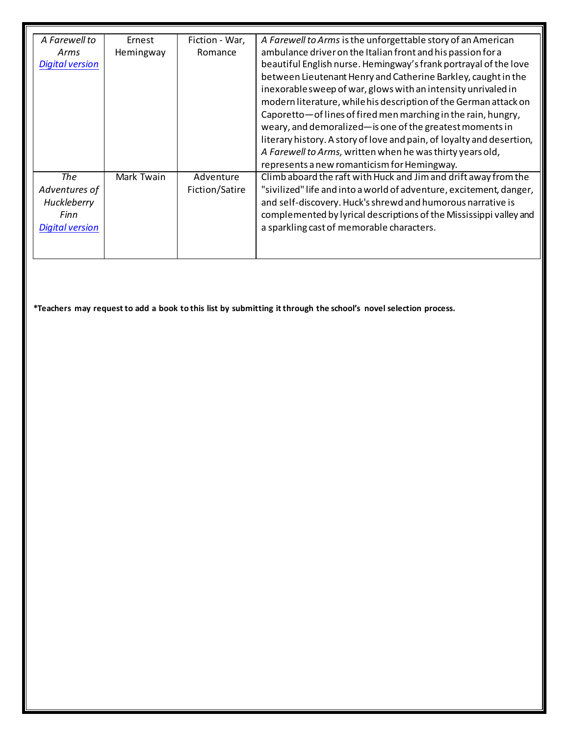| | | | |
|---|---|---|---|
| *A Farewell to Arms* <br> Digital version | Ernest Hemingway | Fiction - War, Romance | *A Farewell to Arms* is the unforgettable story of an American ambulance driver on the Italian front and his passion for a beautiful English nurse. Hemingway's frank portrayal of the love between Lieutenant Henry and Catherine Barkley, caught in the inexorable sweep of war, glows with an intensity unrivaled in modern literature, while his description of the German attack on Caporetto—of lines of fired men marching in the rain, hungry, weary, and demoralized—is one of the greatest moments in literary history. A story of love and pain, of loyalty and desertion, *A Farewell to Arms,* written when he was thirty years old, represents a new romanticism for Hemingway. |
| *The Adventures of Huckleberry Finn* <br> Digital version | Mark Twain | Adventure Fiction/Satire | Climb aboard the raft with Huck and Jim and drift away from the "sivilized" life and into a world of adventure, excitement, danger, and self-discovery. Huck's shrewd and humorous narrative is complemented by lyrical descriptions of the Mississippi valley and a sparkling cast of memorable characters. |

**\*Teachers may request to add a book to this list by submitting it through the school's novel selection process.**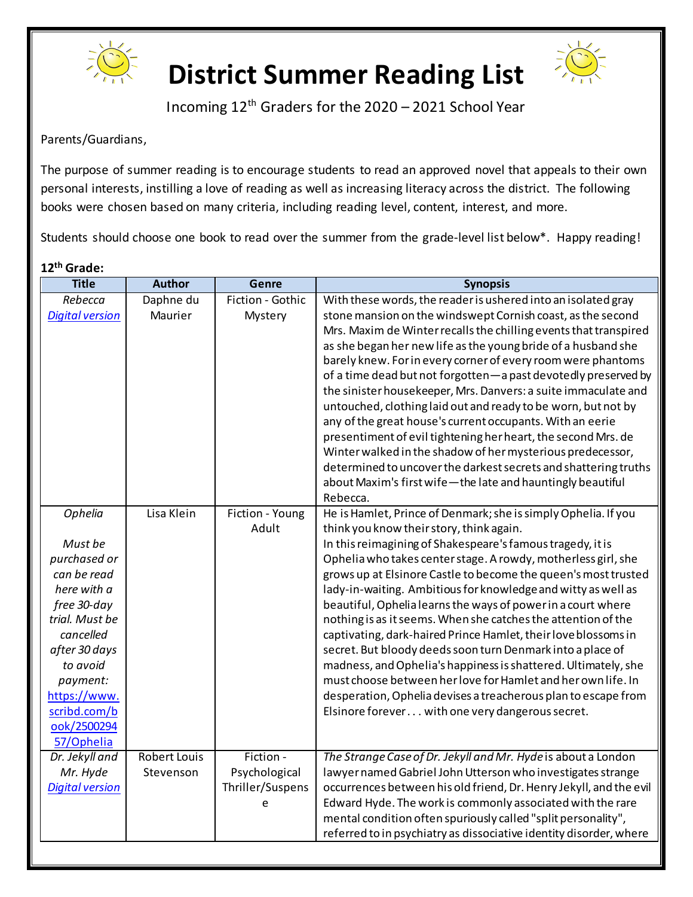# District Summer Reading List

Incoming 12th Graders for the 2020 – 2021 School Year

Parents/Guardians,

The purpose of summer reading is to encourage students to read an approved novel that appeals to their own personal interests, instilling a love of reading as well as increasing literacy across the district. The following books were chosen based on many criteria, including reading level, content, interest, and more.

Students should choose one book to read over the summer from the grade-level list below*. Happy reading!

**12th Grade:**

| Title | Author | Genre | Synopsis |
|---|---|---|---|
| *Rebecca* *Digital version* | Daphne du Maurier | Fiction - Gothic Mystery | With these words, the reader is ushered into an isolated gray stone mansion on the windswept Cornish coast, as the second Mrs. Maxim de Winter recalls the chilling events that transpired as she began her new life as the young bride of a husband she barely knew. For in every corner of every room were phantoms of a time dead but not forgotten—a past devotedly preserved by the sinister housekeeper, Mrs. Danvers: a suite immaculate and untouched, clothing laid out and ready to be worn, but not by any of the great house's current occupants. With an eerie presentiment of evil tightening her heart, the second Mrs. de Winter walked in the shadow of her mysterious predecessor, determined to uncover the darkest secrets and shattering truths about Maxim's first wife—the late and hauntingly beautiful Rebecca. |
| *Ophelia* *Must be purchased or can be read here with a free 30-day trial. Must be cancelled after 30 days to avoid payment:* https://www.scribd.com/book/250029457/Ophelia | Lisa Klein | Fiction - Young Adult | He is Hamlet, Prince of Denmark; she is simply Ophelia. If you think you know their story, think again. In this reimagining of Shakespeare's famous tragedy, it is Ophelia who takes center stage. A rowdy, motherless girl, she grows up at Elsinore Castle to become the queen's most trusted lady-in-waiting. Ambitious for knowledge and witty as well as beautiful, Ophelia learns the ways of power in a court where nothing is as it seems. When she catches the attention of the captivating, dark-haired Prince Hamlet, their love blossoms in secret. But bloody deeds soon turn Denmark into a place of madness, and Ophelia's happiness is shattered. Ultimately, she must choose between her love for Hamlet and her own life. In desperation, Ophelia devises a treacherous plan to escape from Elsinore forever . . . with one very dangerous secret. |
| *Dr. Jekyll and Mr. Hyde* *Digital version* | Robert Louis Stevenson | Fiction - Psychological Thriller/Suspense | *The Strange Case of Dr. Jekyll and Mr. Hyde* is about a London lawyer named Gabriel John Utterson who investigates strange occurrences between his old friend, Dr. Henry Jekyll, and the evil Edward Hyde. The work is commonly associated with the rare mental condition often spuriously called "split personality", referred to in psychiatry as dissociative identity disorder, where |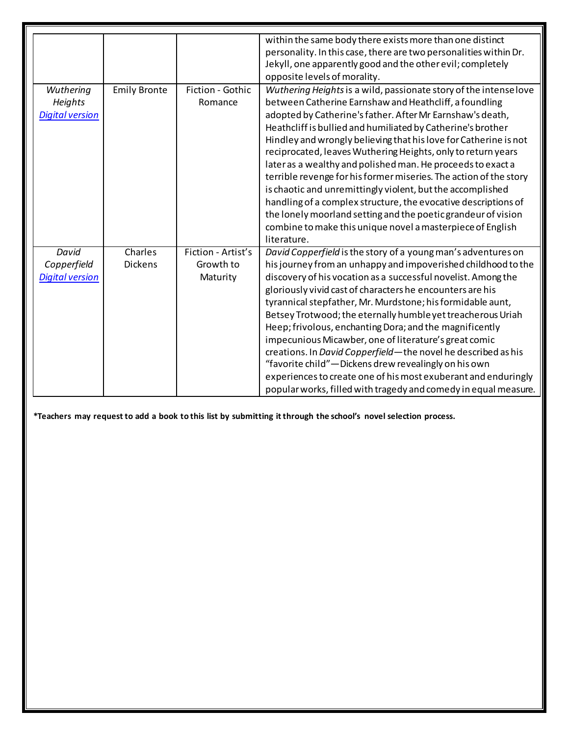| | | | |
|---|---|---|---|
| | | | within the same body there exists more than one distinct personality. In this case, there are two personalities within Dr. Jekyll, one apparently good and the other evil; completely opposite levels of morality. |
| *Wuthering Heights* [Digital version] | Emily Bronte | Fiction - Gothic Romance | *Wuthering Heights* is a wild, passionate story of the intense love between Catherine Earnshaw and Heathcliff, a foundling adopted by Catherine's father. After Mr Earnshaw's death, Heathcliff is bullied and humiliated by Catherine's brother Hindley and wrongly believing that his love for Catherine is not reciprocated, leaves Wuthering Heights, only to return years later as a wealthy and polished man. He proceeds to exact a terrible revenge for his former miseries. The action of the story is chaotic and unremittingly violent, but the accomplished handling of a complex structure, the evocative descriptions of the lonely moorland setting and the poetic grandeur of vision combine to make this unique novel a masterpiece of English literature. |
| *David Copperfield* [Digital version] | Charles Dickens | Fiction - Artist's Growth to Maturity | *David Copperfield* is the story of a young man's adventures on his journey from an unhappy and impoverished childhood to the discovery of his vocation as a successful novelist. Among the gloriously vivid cast of characters he encounters are his tyrannical stepfather, Mr. Murdstone; his formidable aunt, Betsey Trotwood; the eternally humble yet treacherous Uriah Heep; frivolous, enchanting Dora; and the magnificently impecunious Micawber, one of literature's great comic creations. In *David Copperfield*—the novel he described as his "favorite child"—Dickens drew revealingly on his own experiences to create one of his most exuberant and enduringly popular works, filled with tragedy and comedy in equal measure. |

**\*Teachers may request to add a book to this list by submitting it through the school's novel selection process.**